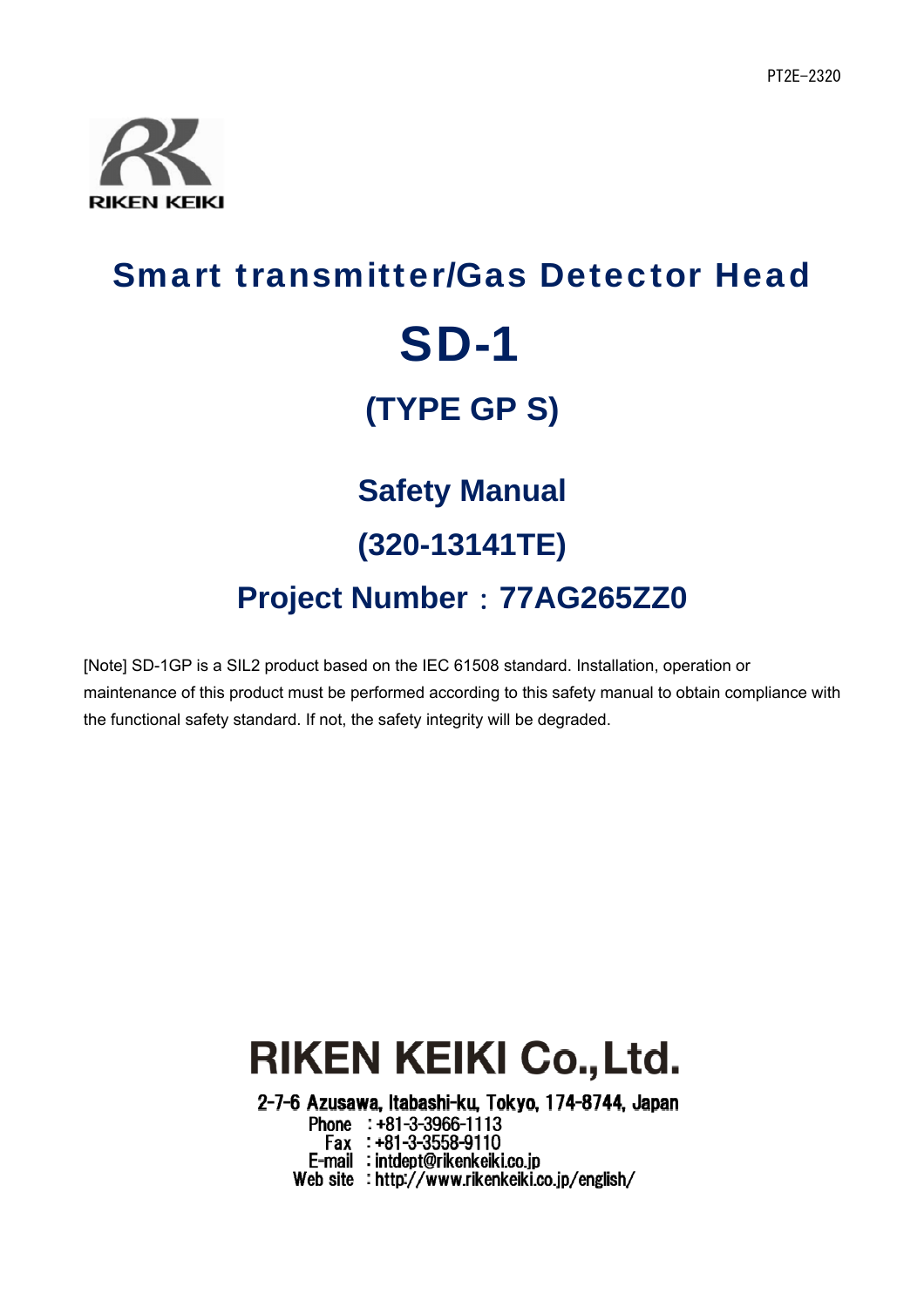PT2E-2320

RIKEN KEIKI

# Smart transmitter/Gas Detector Head

# SD-1

## (TYPE GP S)

## Safety Manual

## (320-13141TE)

## Project Number：77AG265ZZ0

[Note] SD-1GP is a SIL2 product based on the IEC 61508 standard. Installation, operation or maintenance of this product must be performed according to this safety manual to obtain compliance with the functional safety standard. If not, the safety integrity will be degraded.

**RIKEN KEIKI Co.,Ltd.**

**2-7-6 Azusawa, Itabashi-ku, Tokyo, 174-8744, Japan**

Phone : +81-3-3966-1113

Fax : +81-3-3558-9110

E-mail : intdept@rikenkeiki.co.jp

Web site : http://www.rikenkeiki.co.jp/english/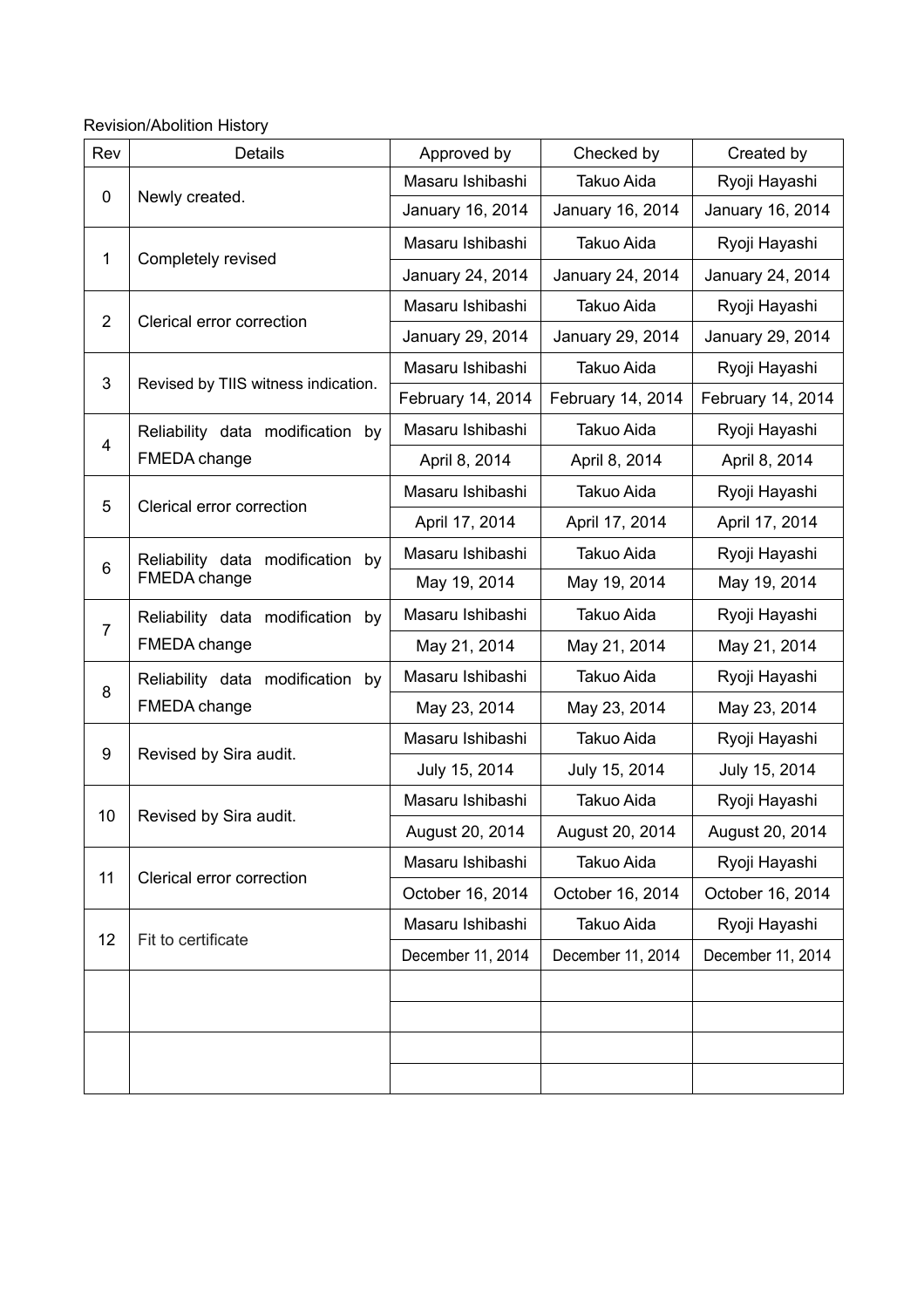Revision/Abolition History

| Rev | Details | Approved by | Checked by | Created by |
|---|---|---|---|---|
| 0 | Newly created. | Masaru Ishibashi | Takuo Aida | Ryoji Hayashi |
| | | January 16, 2014 | January 16, 2014 | January 16, 2014 |
| 1 | Completely revised | Masaru Ishibashi | Takuo Aida | Ryoji Hayashi |
| | | January 24, 2014 | January 24, 2014 | January 24, 2014 |
| 2 | Clerical error correction | Masaru Ishibashi | Takuo Aida | Ryoji Hayashi |
| | | January 29, 2014 | January 29, 2014 | January 29, 2014 |
| 3 | Revised by TIIS witness indication. | Masaru Ishibashi | Takuo Aida | Ryoji Hayashi |
| | | February 14, 2014 | February 14, 2014 | February 14, 2014 |
| 4 | Reliability data modification by FMEDA change | Masaru Ishibashi | Takuo Aida | Ryoji Hayashi |
| | | April 8, 2014 | April 8, 2014 | April 8, 2014 |
| 5 | Clerical error correction | Masaru Ishibashi | Takuo Aida | Ryoji Hayashi |
| | | April 17, 2014 | April 17, 2014 | April 17, 2014 |
| 6 | Reliability data modification by FMEDA change | Masaru Ishibashi | Takuo Aida | Ryoji Hayashi |
| | | May 19, 2014 | May 19, 2014 | May 19, 2014 |
| 7 | Reliability data modification by FMEDA change | Masaru Ishibashi | Takuo Aida | Ryoji Hayashi |
| | | May 21, 2014 | May 21, 2014 | May 21, 2014 |
| 8 | Reliability data modification by FMEDA change | Masaru Ishibashi | Takuo Aida | Ryoji Hayashi |
| | | May 23, 2014 | May 23, 2014 | May 23, 2014 |
| 9 | Revised by Sira audit. | Masaru Ishibashi | Takuo Aida | Ryoji Hayashi |
| | | July 15, 2014 | July 15, 2014 | July 15, 2014 |
| 10 | Revised by Sira audit. | Masaru Ishibashi | Takuo Aida | Ryoji Hayashi |
| | | August 20, 2014 | August 20, 2014 | August 20, 2014 |
| 11 | Clerical error correction | Masaru Ishibashi | Takuo Aida | Ryoji Hayashi |
| | | October 16, 2014 | October 16, 2014 | October 16, 2014 |
| 12 | Fit to certificate | Masaru Ishibashi | Takuo Aida | Ryoji Hayashi |
| | | December 11, 2014 | December 11, 2014 | December 11, 2014 |
| | | | | |
| | | | | |
| | | | | |
| | | | | |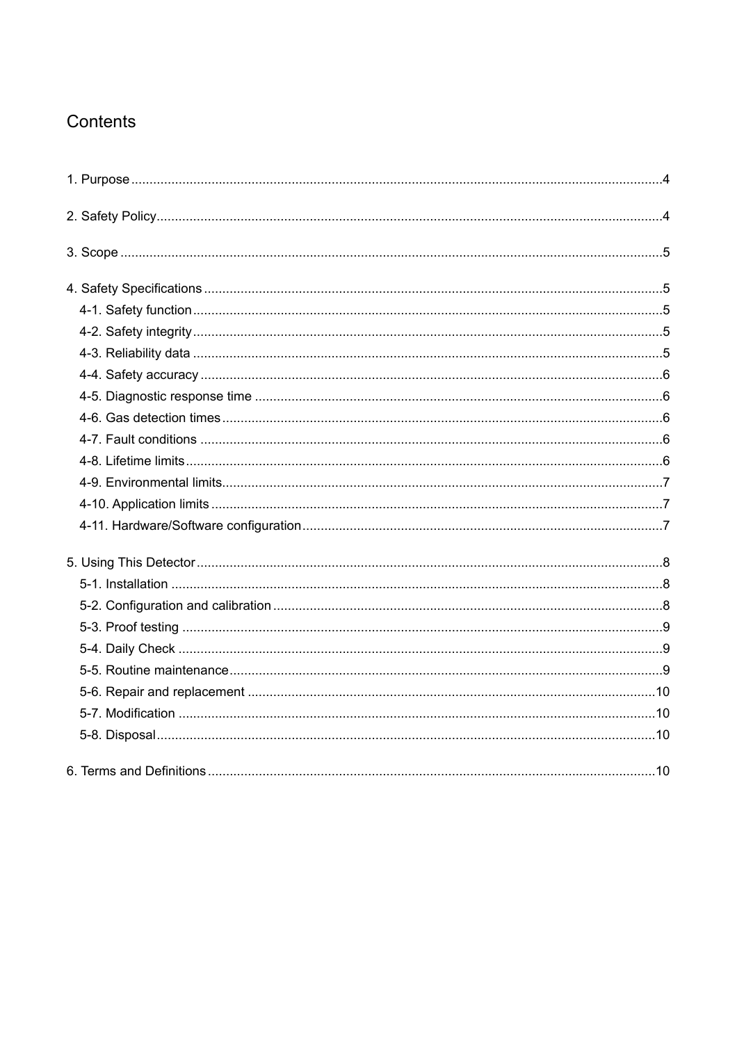# Contents

1. Purpose ....................................................................................................................................4

2. Safety Policy..............................................................................................................................4

3. Scope .........................................................................................................................................5

4. Safety Specifications ..................................................................................................................5
   - 4-1. Safety function ....................................................................................................................5
   - 4-2. Safety integrity ....................................................................................................................5
   - 4-3. Reliability data ....................................................................................................................5
   - 4-4. Safety accuracy ..................................................................................................................6
   - 4-5. Diagnostic response time ...................................................................................................6
   - 4-6. Gas detection times ............................................................................................................6
   - 4-7. Fault conditions ..................................................................................................................6
   - 4-8. Lifetime limits......................................................................................................................6
   - 4-9. Environmental limits............................................................................................................7
   - 4-10. Application limits ...............................................................................................................7
   - 4-11. Hardware/Software configuration ......................................................................................7

5. Using This Detector ....................................................................................................................8
   - 5-1. Installation ..........................................................................................................................8
   - 5-2. Configuration and calibration ..............................................................................................8
   - 5-3. Proof testing .......................................................................................................................9
   - 5-4. Daily Check ........................................................................................................................9
   - 5-5. Routine maintenance ..........................................................................................................9
   - 5-6. Repair and replacement ....................................................................................................10
   - 5-7. Modification ......................................................................................................................10
   - 5-8. Disposal............................................................................................................................10

6. Terms and Definitions ..............................................................................................................10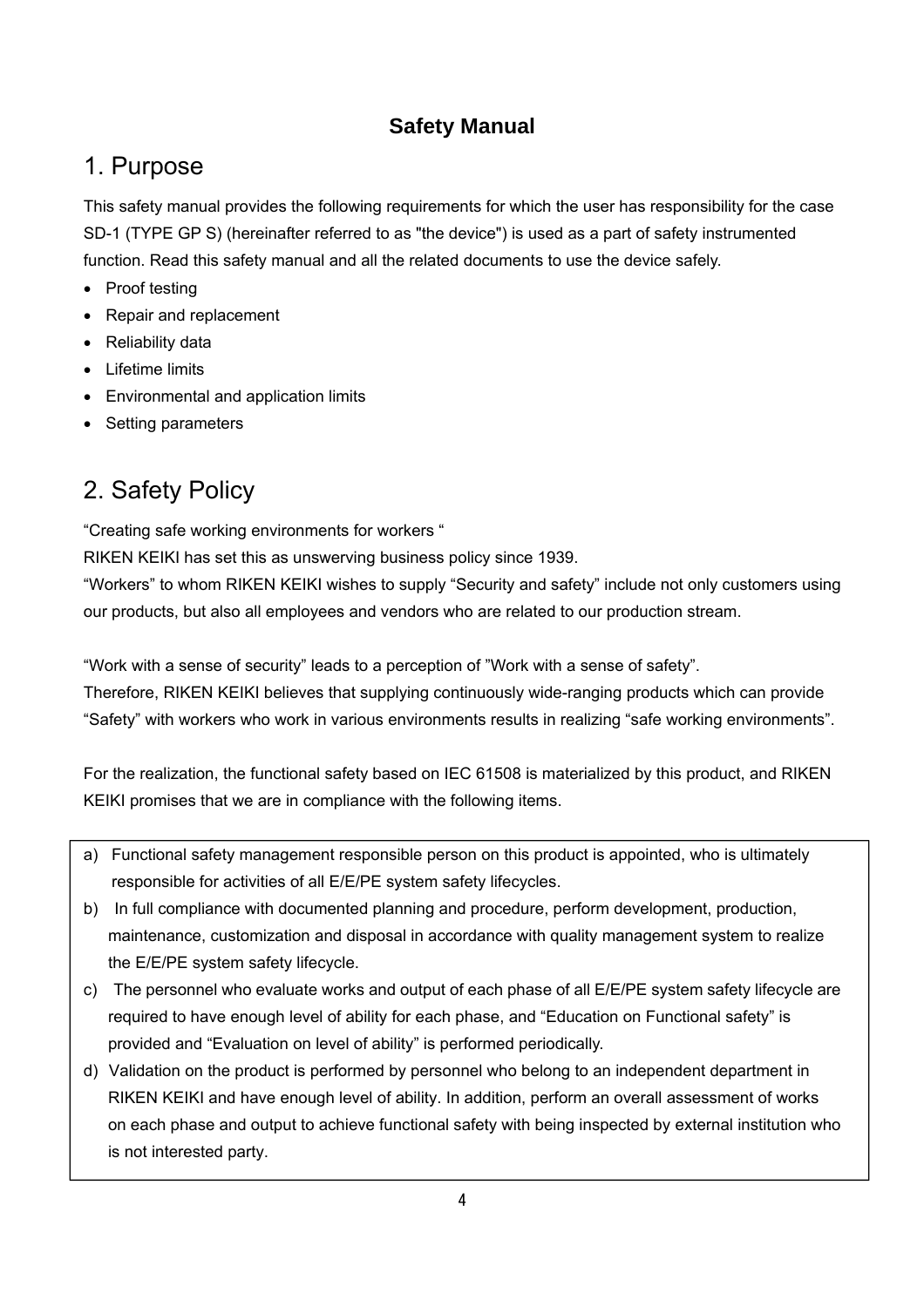**Safety Manual**

# 1. Purpose

This safety manual provides the following requirements for which the user has responsibility for the case SD-1 (TYPE GP S) (hereinafter referred to as "the device") is used as a part of safety instrumented function. Read this safety manual and all the related documents to use the device safely.

- Proof testing
- Repair and replacement
- Reliability data
- Lifetime limits
- Environmental and application limits
- Setting parameters

# 2. Safety Policy

“Creating safe working environments for workers “

RIKEN KEIKI has set this as unswerving business policy since 1939.

“Workers” to whom RIKEN KEIKI wishes to supply “Security and safety” include not only customers using our products, but also all employees and vendors who are related to our production stream.

“Work with a sense of security” leads to a perception of ”Work with a sense of safety”.

Therefore, RIKEN KEIKI believes that supplying continuously wide-ranging products which can provide “Safety” with workers who work in various environments results in realizing “safe working environments”.

For the realization, the functional safety based on IEC 61508 is materialized by this product, and RIKEN KEIKI promises that we are in compliance with the following items.

a) Functional safety management responsible person on this product is appointed, who is ultimately responsible for activities of all E/E/PE system safety lifecycles.

b) In full compliance with documented planning and procedure, perform development, production, maintenance, customization and disposal in accordance with quality management system to realize the E/E/PE system safety lifecycle.

c) The personnel who evaluate works and output of each phase of all E/E/PE system safety lifecycle are required to have enough level of ability for each phase, and “Education on Functional safety” is provided and “Evaluation on level of ability” is performed periodically.

d) Validation on the product is performed by personnel who belong to an independent department in RIKEN KEIKI and have enough level of ability. In addition, perform an overall assessment of works on each phase and output to achieve functional safety with being inspected by external institution who is not interested party.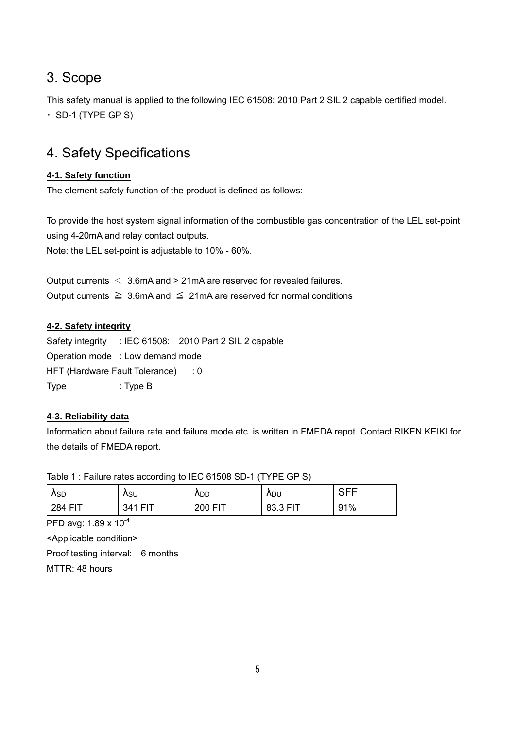# 3. Scope

This safety manual is applied to the following IEC 61508: 2010 Part 2 SIL 2 capable certified model.

・ SD-1 (TYPE GP S)

# 4. Safety Specifications

**4-1. Safety function**

The element safety function of the product is defined as follows:

To provide the host system signal information of the combustible gas concentration of the LEL set-point using 4-20mA and relay contact outputs.

Note: the LEL set-point is adjustable to 10% - 60%.

Output currents ＜ 3.6mA and > 21mA are reserved for revealed failures.

Output currents ≧ 3.6mA and ≦ 21mA are reserved for normal conditions

**4-2. Safety integrity**

Safety integrity : IEC 61508: 2010 Part 2 SIL 2 capable

Operation mode : Low demand mode

HFT (Hardware Fault Tolerance) : 0

Type : Type B

**4-3. Reliability data**

Information about failure rate and failure mode etc. is written in FMEDA repot. Contact RIKEN KEIKI for the details of FMEDA report.

Table 1 : Failure rates according to IEC 61508 SD-1 (TYPE GP S)

| $\lambda_{SD}$ | $\lambda_{SU}$ | $\lambda_{DD}$ | $\lambda_{DU}$ | SFF |
|---|---|---|---|---|
| 284 FIT | 341 FIT | 200 FIT | 83.3 FIT | 91% |

PFD avg: $1.89 \times 10^{-4}$

<Applicable condition>

Proof testing interval: 6 months

MTTR: 48 hours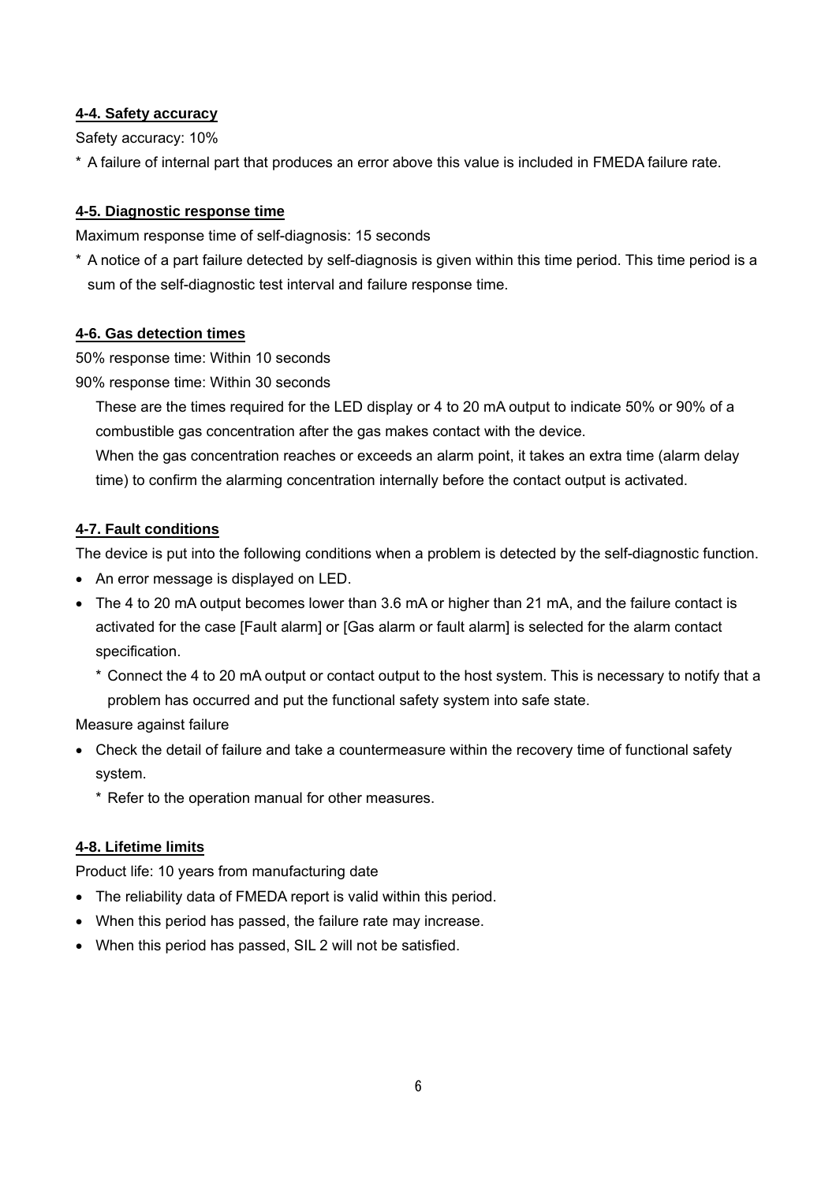### 4-4. Safety accuracy

Safety accuracy: 10%

\* A failure of internal part that produces an error above this value is included in FMEDA failure rate.

### 4-5. Diagnostic response time

Maximum response time of self-diagnosis: 15 seconds

\* A notice of a part failure detected by self-diagnosis is given within this time period. This time period is a sum of the self-diagnostic test interval and failure response time.

### 4-6. Gas detection times

50% response time: Within 10 seconds

90% response time: Within 30 seconds

These are the times required for the LED display or 4 to 20 mA output to indicate 50% or 90% of a combustible gas concentration after the gas makes contact with the device.

When the gas concentration reaches or exceeds an alarm point, it takes an extra time (alarm delay time) to confirm the alarming concentration internally before the contact output is activated.

### 4-7. Fault conditions

The device is put into the following conditions when a problem is detected by the self-diagnostic function.

- An error message is displayed on LED.
- The 4 to 20 mA output becomes lower than 3.6 mA or higher than 21 mA, and the failure contact is activated for the case [Fault alarm] or [Gas alarm or fault alarm] is selected for the alarm contact specification.
  - \* Connect the 4 to 20 mA output or contact output to the host system. This is necessary to notify that a problem has occurred and put the functional safety system into safe state.

Measure against failure

- Check the detail of failure and take a countermeasure within the recovery time of functional safety system.
  - \* Refer to the operation manual for other measures.

### 4-8. Lifetime limits

Product life: 10 years from manufacturing date

- The reliability data of FMEDA report is valid within this period.
- When this period has passed, the failure rate may increase.
- When this period has passed, SIL 2 will not be satisfied.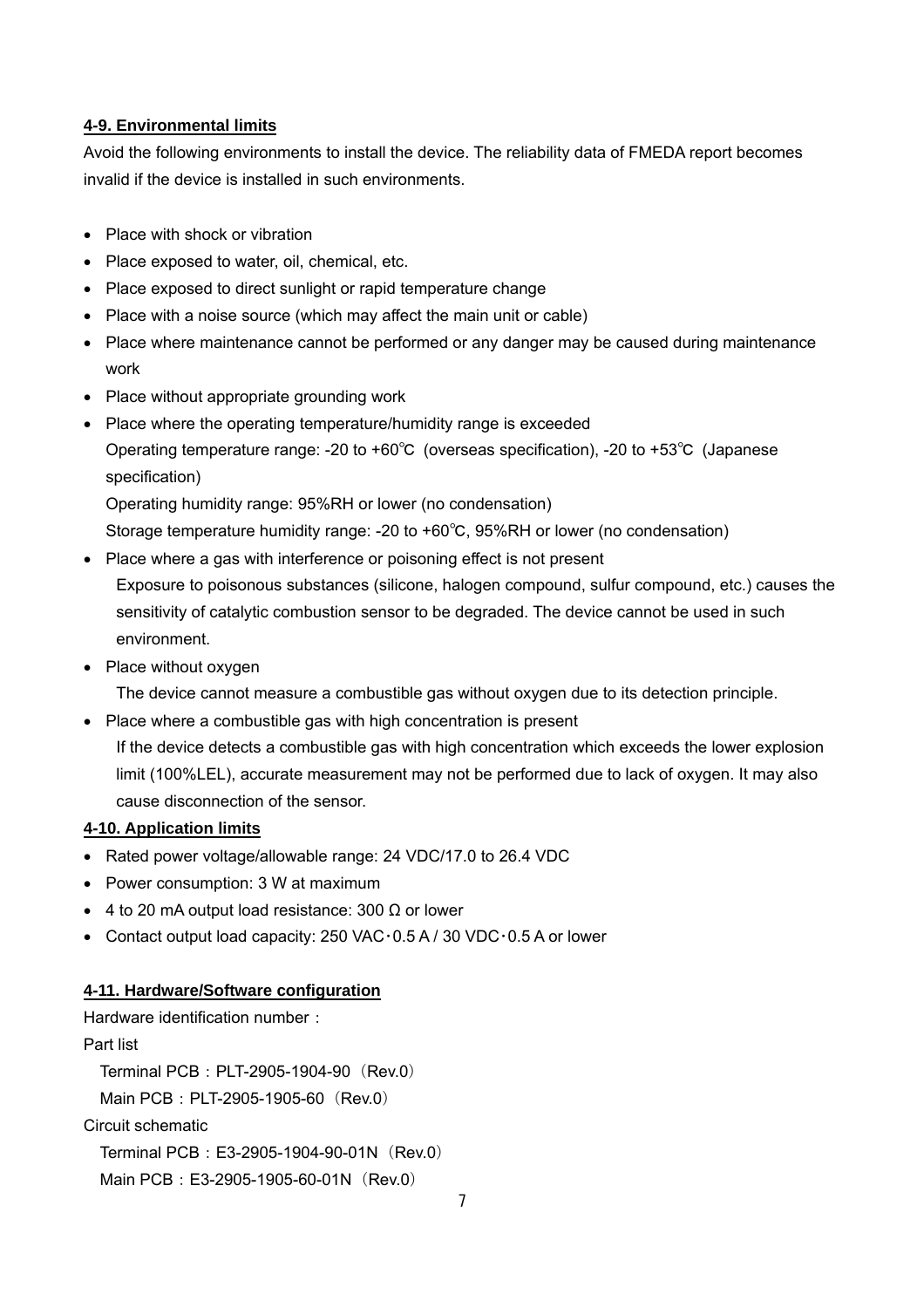### 4-9. Environmental limits

Avoid the following environments to install the device. The reliability data of FMEDA report becomes invalid if the device is installed in such environments.

- Place with shock or vibration
- Place exposed to water, oil, chemical, etc.
- Place exposed to direct sunlight or rapid temperature change
- Place with a noise source (which may affect the main unit or cable)
- Place where maintenance cannot be performed or any danger may be caused during maintenance work
- Place without appropriate grounding work
- Place where the operating temperature/humidity range is exceeded
  Operating temperature range: -20 to +60℃ (overseas specification), -20 to +53℃ (Japanese specification)
  Operating humidity range: 95%RH or lower (no condensation)
  Storage temperature humidity range: -20 to +60℃, 95%RH or lower (no condensation)
- Place where a gas with interference or poisoning effect is not present
  Exposure to poisonous substances (silicone, halogen compound, sulfur compound, etc.) causes the sensitivity of catalytic combustion sensor to be degraded. The device cannot be used in such environment.
- Place without oxygen
  The device cannot measure a combustible gas without oxygen due to its detection principle.
- Place where a combustible gas with high concentration is present
  If the device detects a combustible gas with high concentration which exceeds the lower explosion limit (100%LEL), accurate measurement may not be performed due to lack of oxygen. It may also cause disconnection of the sensor.

### 4-10. Application limits

- Rated power voltage/allowable range: 24 VDC/17.0 to 26.4 VDC
- Power consumption: 3 W at maximum
- 4 to 20 mA output load resistance: 300 Ω or lower
- Contact output load capacity: 250 VAC・0.5 A / 30 VDC・0.5 A or lower

### 4-11. Hardware/Software configuration

Hardware identification number：

Part list

Terminal PCB：PLT-2905-1904-90（Rev.0）

Main PCB：PLT-2905-1905-60（Rev.0）

Circuit schematic

Terminal PCB：E3-2905-1904-90-01N（Rev.0）

Main PCB：E3-2905-1905-60-01N（Rev.0）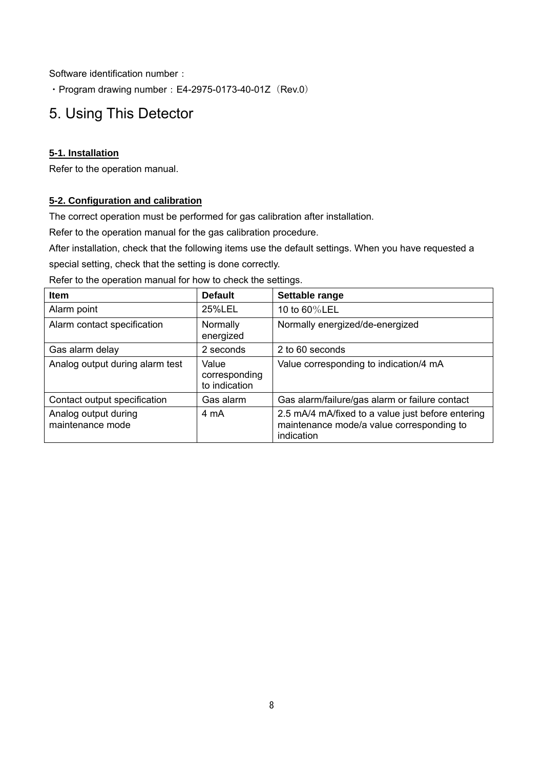Software identification number：

・Program drawing number：E4-2975-0173-40-01Z（Rev.0）

# 5. Using This Detector

### 5-1. Installation

Refer to the operation manual.

### 5-2. Configuration and calibration

The correct operation must be performed for gas calibration after installation.

Refer to the operation manual for the gas calibration procedure.

After installation, check that the following items use the default settings. When you have requested a special setting, check that the setting is done correctly.

Refer to the operation manual for how to check the settings.

| Item | Default | Settable range |
| --- | --- | --- |
| Alarm point | 25%LEL | 10 to 60％LEL |
| Alarm contact specification | Normally energized | Normally energized/de-energized |
| Gas alarm delay | 2 seconds | 2 to 60 seconds |
| Analog output during alarm test | Value corresponding to indication | Value corresponding to indication/4 mA |
| Contact output specification | Gas alarm | Gas alarm/failure/gas alarm or failure contact |
| Analog output during maintenance mode | 4 mA | 2.5 mA/4 mA/fixed to a value just before entering maintenance mode/a value corresponding to indication |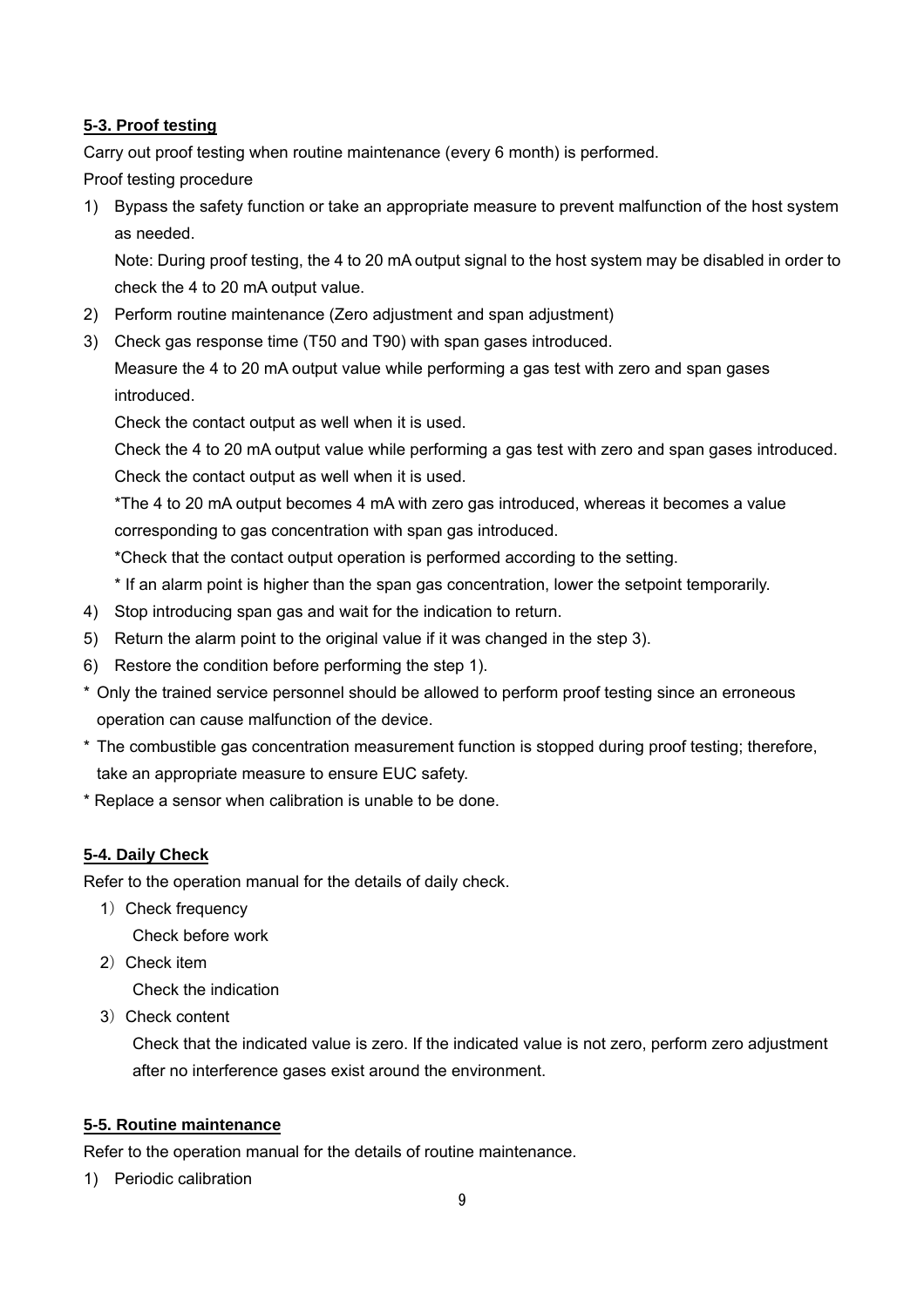### 5-3. Proof testing

Carry out proof testing when routine maintenance (every 6 month) is performed.

Proof testing procedure

1) Bypass the safety function or take an appropriate measure to prevent malfunction of the host system as needed.

   Note: During proof testing, the 4 to 20 mA output signal to the host system may be disabled in order to check the 4 to 20 mA output value.

2) Perform routine maintenance (Zero adjustment and span adjustment)
3) Check gas response time (T50 and T90) with span gases introduced.

   Measure the 4 to 20 mA output value while performing a gas test with zero and span gases introduced.

   Check the contact output as well when it is used.

   Check the 4 to 20 mA output value while performing a gas test with zero and span gases introduced.

   Check the contact output as well when it is used.

   *The 4 to 20 mA output becomes 4 mA with zero gas introduced, whereas it becomes a value corresponding to gas concentration with span gas introduced.

   *Check that the contact output operation is performed according to the setting.

   * If an alarm point is higher than the span gas concentration, lower the setpoint temporarily.

4) Stop introducing span gas and wait for the indication to return.
5) Return the alarm point to the original value if it was changed in the step 3).
6) Restore the condition before performing the step 1).

* Only the trained service personnel should be allowed to perform proof testing since an erroneous operation can cause malfunction of the device.
* The combustible gas concentration measurement function is stopped during proof testing; therefore, take an appropriate measure to ensure EUC safety.
* Replace a sensor when calibration is unable to be done.

### 5-4. Daily Check

Refer to the operation manual for the details of daily check.

1) Check frequency

   Check before work

2) Check item

   Check the indication

3) Check content

   Check that the indicated value is zero. If the indicated value is not zero, perform zero adjustment after no interference gases exist around the environment.

### 5-5. Routine maintenance

Refer to the operation manual for the details of routine maintenance.

1) Periodic calibration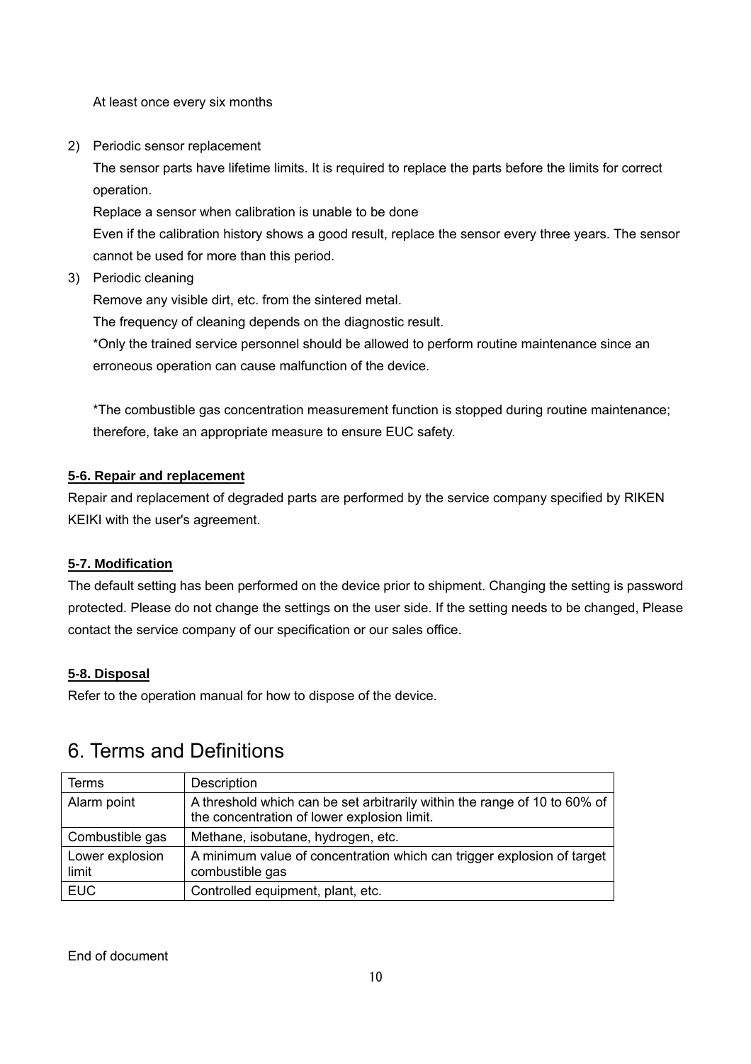At least once every six months

2) Periodic sensor replacement

   The sensor parts have lifetime limits. It is required to replace the parts before the limits for correct operation.

   Replace a sensor when calibration is unable to be done

   Even if the calibration history shows a good result, replace the sensor every three years. The sensor cannot be used for more than this period.

3) Periodic cleaning

   Remove any visible dirt, etc. from the sintered metal.

   The frequency of cleaning depends on the diagnostic result.

   *Only the trained service personnel should be allowed to perform routine maintenance since an erroneous operation can cause malfunction of the device.

   *The combustible gas concentration measurement function is stopped during routine maintenance; therefore, take an appropriate measure to ensure EUC safety.

### 5-6. Repair and replacement

Repair and replacement of degraded parts are performed by the service company specified by RIKEN KEIKI with the user's agreement.

### 5-7. Modification

The default setting has been performed on the device prior to shipment. Changing the setting is password protected. Please do not change the settings on the user side. If the setting needs to be changed, Please contact the service company of our specification or our sales office.

### 5-8. Disposal

Refer to the operation manual for how to dispose of the device.

# 6. Terms and Definitions

| Terms | Description |
|---|---|
| Alarm point | A threshold which can be set arbitrarily within the range of 10 to 60% of the concentration of lower explosion limit. |
| Combustible gas | Methane, isobutane, hydrogen, etc. |
| Lower explosion limit | A minimum value of concentration which can trigger explosion of target combustible gas |
| EUC | Controlled equipment, plant, etc. |

End of document